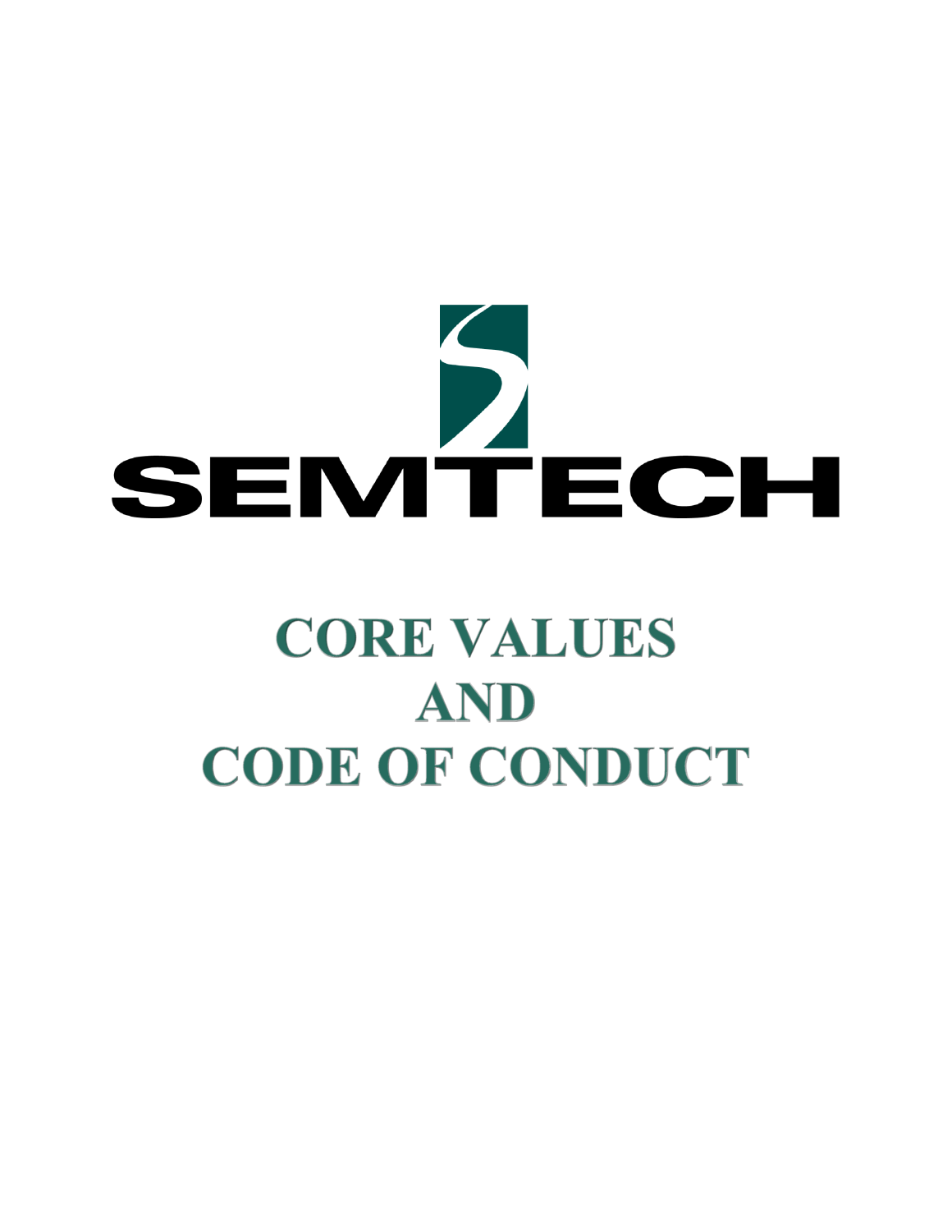SEMTECH

# CORE VALUES AND CODE OF CONDUCT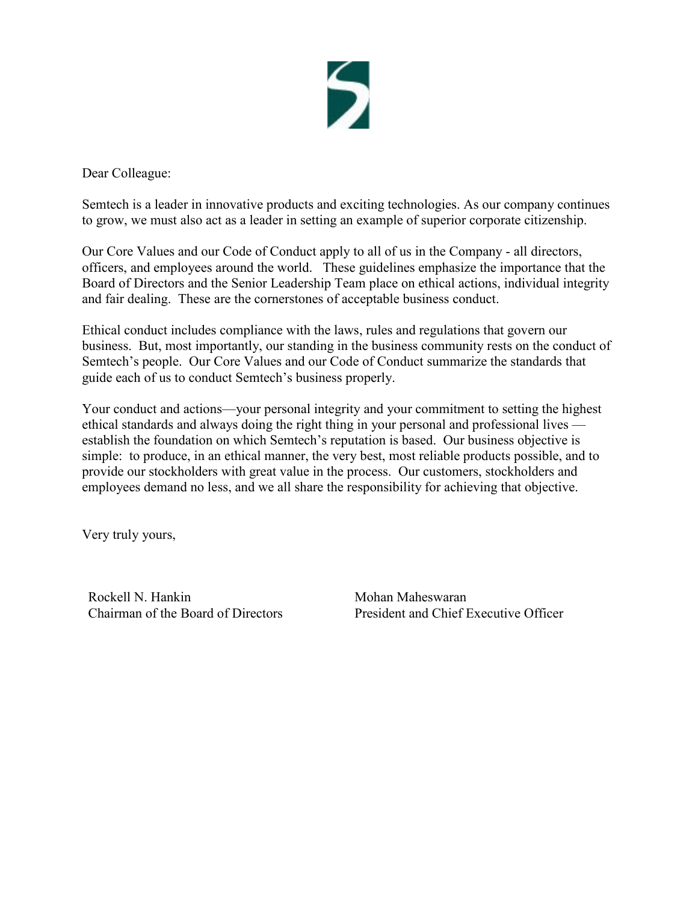Dear Colleague:

Semtech is a leader in innovative products and exciting technologies. As our company continues to grow, we must also act as a leader in setting an example of superior corporate citizenship.

Our Core Values and our Code of Conduct apply to all of us in the Company - all directors, officers, and employees around the world. These guidelines emphasize the importance that the Board of Directors and the Senior Leadership Team place on ethical actions, individual integrity and fair dealing. These are the cornerstones of acceptable business conduct.

Ethical conduct includes compliance with the laws, rules and regulations that govern our business. But, most importantly, our standing in the business community rests on the conduct of Semtech's people. Our Core Values and our Code of Conduct summarize the standards that guide each of us to conduct Semtech's business properly.

Your conduct and actions—your personal integrity and your commitment to setting the highest ethical standards and always doing the right thing in your personal and professional lives — establish the foundation on which Semtech's reputation is based. Our business objective is simple: to produce, in an ethical manner, the very best, most reliable products possible, and to provide our stockholders with great value in the process. Our customers, stockholders and employees demand no less, and we all share the responsibility for achieving that objective.

Very truly yours,

Rockell N. Hankin
Chairman of the Board of Directors

Mohan Maheswaran
President and Chief Executive Officer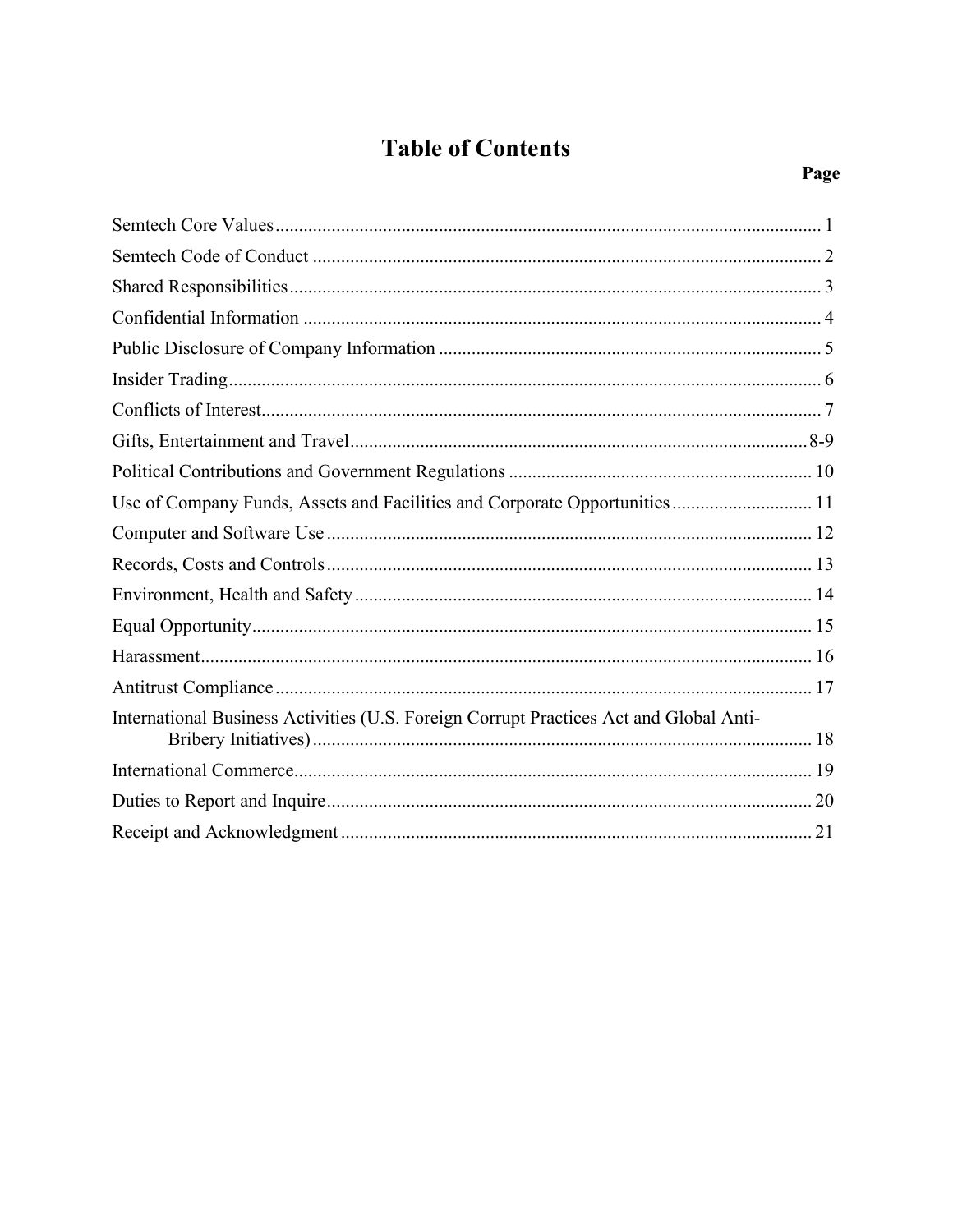# Table of Contents

| | Page |
|---|---|
| Semtech Core Values | 1 |
| Semtech Code of Conduct | 2 |
| Shared Responsibilities | 3 |
| Confidential Information | 4 |
| Public Disclosure of Company Information | 5 |
| Insider Trading | 6 |
| Conflicts of Interest | 7 |
| Gifts, Entertainment and Travel | 8-9 |
| Political Contributions and Government Regulations | 10 |
| Use of Company Funds, Assets and Facilities and Corporate Opportunities | 11 |
| Computer and Software Use | 12 |
| Records, Costs and Controls | 13 |
| Environment, Health and Safety | 14 |
| Equal Opportunity | 15 |
| Harassment | 16 |
| Antitrust Compliance | 17 |
| International Business Activities (U.S. Foreign Corrupt Practices Act and Global Anti-Bribery Initiatives) | 18 |
| International Commerce | 19 |
| Duties to Report and Inquire | 20 |
| Receipt and Acknowledgment | 21 |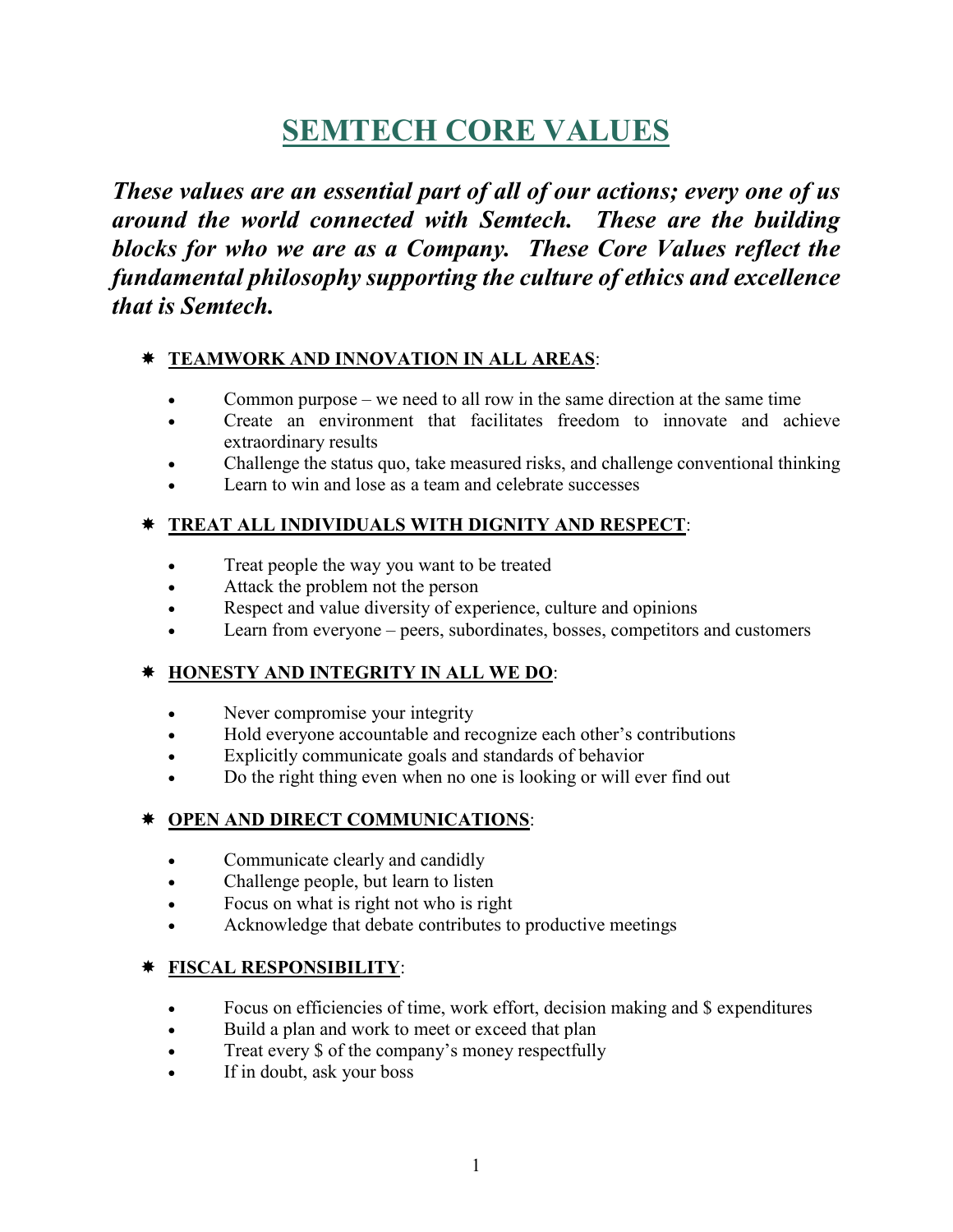# SEMTECH CORE VALUES

***These values are an essential part of all of our actions; every one of us around the world connected with Semtech. These are the building blocks for who we are as a Company. These Core Values reflect the fundamental philosophy supporting the culture of ethics and excellence that is Semtech.***

## **TEAMWORK AND INNOVATION IN ALL AREAS**:

- Common purpose – we need to all row in the same direction at the same time
- Create an environment that facilitates freedom to innovate and achieve extraordinary results
- Challenge the status quo, take measured risks, and challenge conventional thinking
- Learn to win and lose as a team and celebrate successes

## **TREAT ALL INDIVIDUALS WITH DIGNITY AND RESPECT**:

- Treat people the way you want to be treated
- Attack the problem not the person
- Respect and value diversity of experience, culture and opinions
- Learn from everyone – peers, subordinates, bosses, competitors and customers

## **HONESTY AND INTEGRITY IN ALL WE DO**:

- Never compromise your integrity
- Hold everyone accountable and recognize each other's contributions
- Explicitly communicate goals and standards of behavior
- Do the right thing even when no one is looking or will ever find out

## **OPEN AND DIRECT COMMUNICATIONS**:

- Communicate clearly and candidly
- Challenge people, but learn to listen
- Focus on what is right not who is right
- Acknowledge that debate contributes to productive meetings

## **FISCAL RESPONSIBILITY**:

- Focus on efficiencies of time, work effort, decision making and $ expenditures
- Build a plan and work to meet or exceed that plan
- Treat every $ of the company's money respectfully
- If in doubt, ask your boss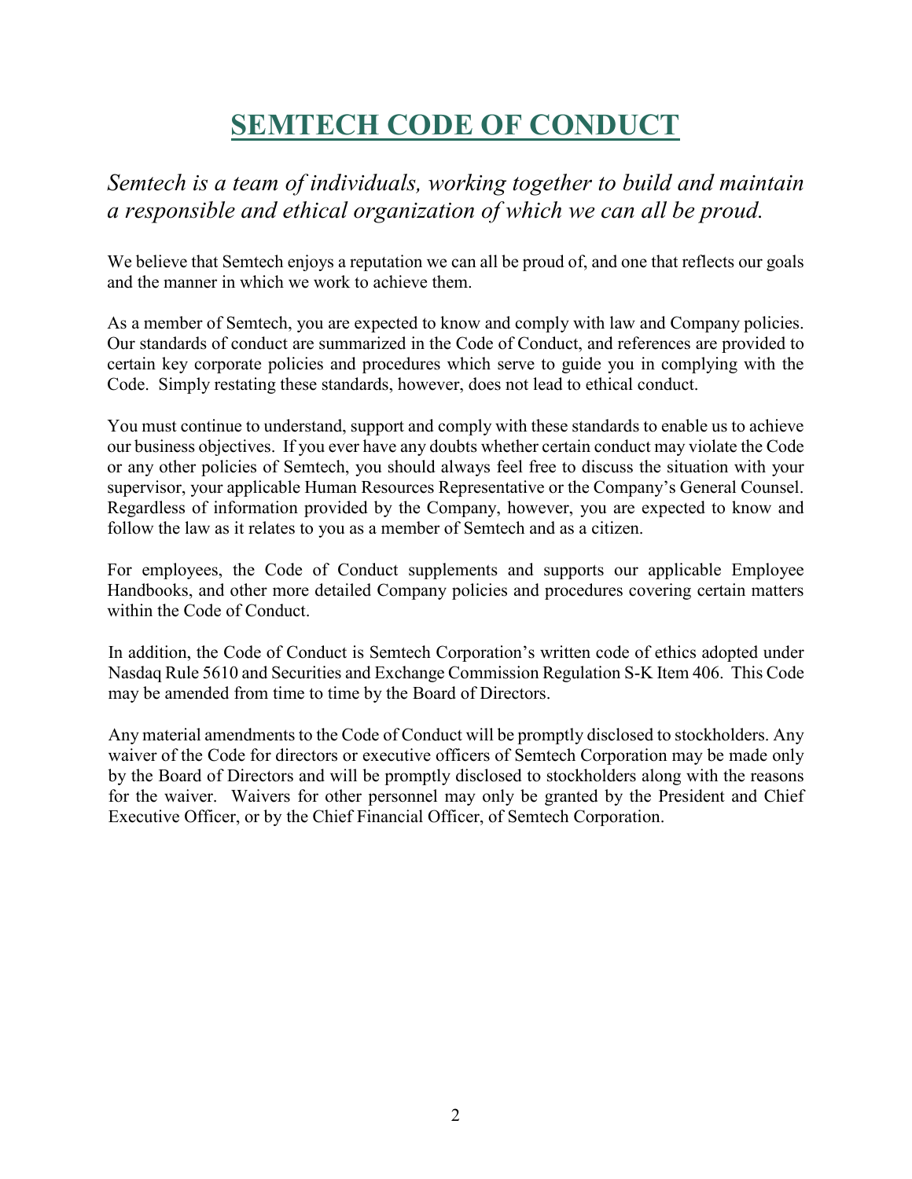# SEMTECH CODE OF CONDUCT

*Semtech is a team of individuals, working together to build and maintain a responsible and ethical organization of which we can all be proud.*

We believe that Semtech enjoys a reputation we can all be proud of, and one that reflects our goals and the manner in which we work to achieve them.

As a member of Semtech, you are expected to know and comply with law and Company policies. Our standards of conduct are summarized in the Code of Conduct, and references are provided to certain key corporate policies and procedures which serve to guide you in complying with the Code. Simply restating these standards, however, does not lead to ethical conduct.

You must continue to understand, support and comply with these standards to enable us to achieve our business objectives. If you ever have any doubts whether certain conduct may violate the Code or any other policies of Semtech, you should always feel free to discuss the situation with your supervisor, your applicable Human Resources Representative or the Company's General Counsel. Regardless of information provided by the Company, however, you are expected to know and follow the law as it relates to you as a member of Semtech and as a citizen.

For employees, the Code of Conduct supplements and supports our applicable Employee Handbooks, and other more detailed Company policies and procedures covering certain matters within the Code of Conduct.

In addition, the Code of Conduct is Semtech Corporation's written code of ethics adopted under Nasdaq Rule 5610 and Securities and Exchange Commission Regulation S-K Item 406. This Code may be amended from time to time by the Board of Directors.

Any material amendments to the Code of Conduct will be promptly disclosed to stockholders. Any waiver of the Code for directors or executive officers of Semtech Corporation may be made only by the Board of Directors and will be promptly disclosed to stockholders along with the reasons for the waiver. Waivers for other personnel may only be granted by the President and Chief Executive Officer, or by the Chief Financial Officer, of Semtech Corporation.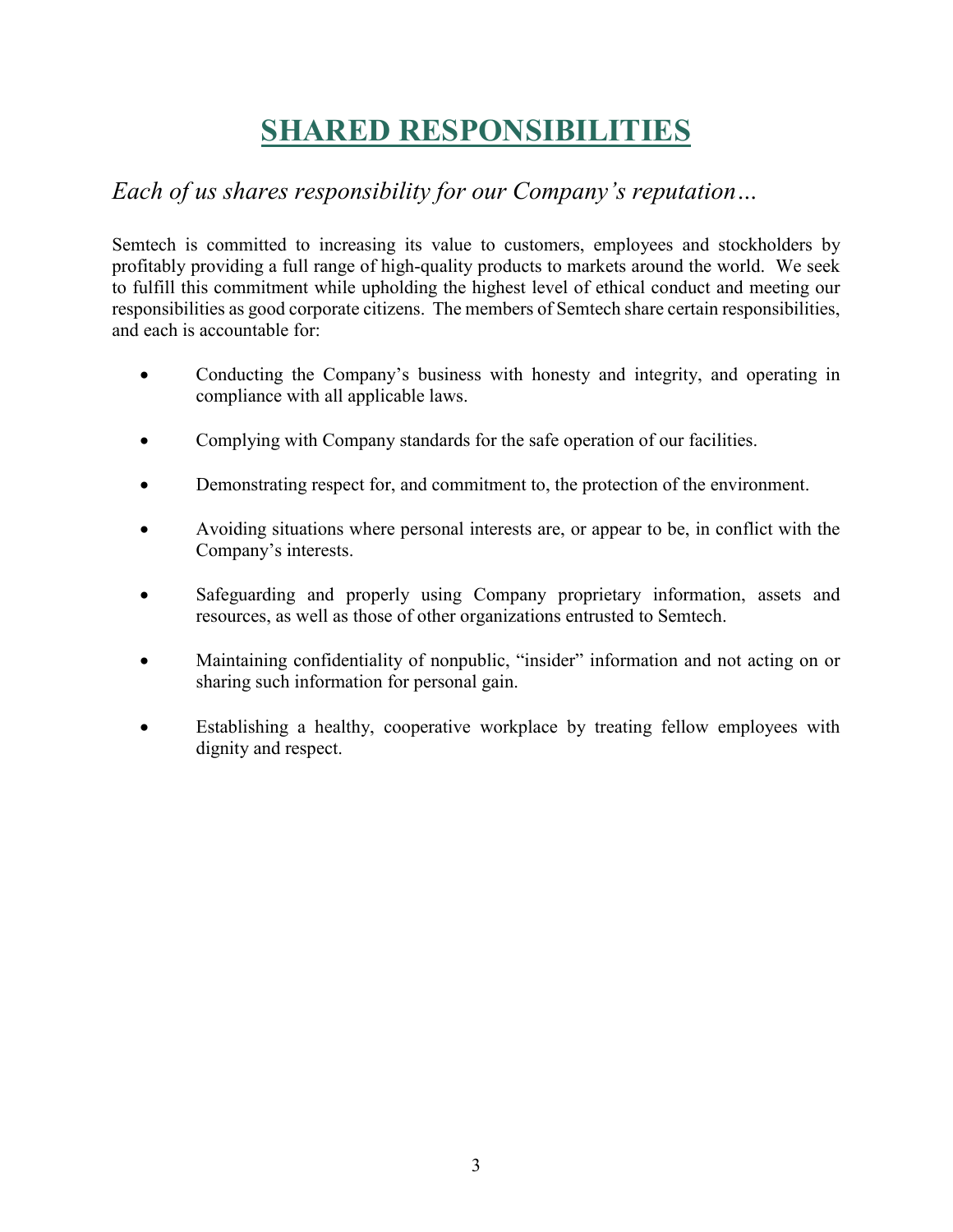# SHARED RESPONSIBILITIES

*Each of us shares responsibility for our Company's reputation…*

Semtech is committed to increasing its value to customers, employees and stockholders by profitably providing a full range of high-quality products to markets around the world. We seek to fulfill this commitment while upholding the highest level of ethical conduct and meeting our responsibilities as good corporate citizens. The members of Semtech share certain responsibilities, and each is accountable for:

- Conducting the Company's business with honesty and integrity, and operating in compliance with all applicable laws.
- Complying with Company standards for the safe operation of our facilities.
- Demonstrating respect for, and commitment to, the protection of the environment.
- Avoiding situations where personal interests are, or appear to be, in conflict with the Company's interests.
- Safeguarding and properly using Company proprietary information, assets and resources, as well as those of other organizations entrusted to Semtech.
- Maintaining confidentiality of nonpublic, "insider" information and not acting on or sharing such information for personal gain.
- Establishing a healthy, cooperative workplace by treating fellow employees with dignity and respect.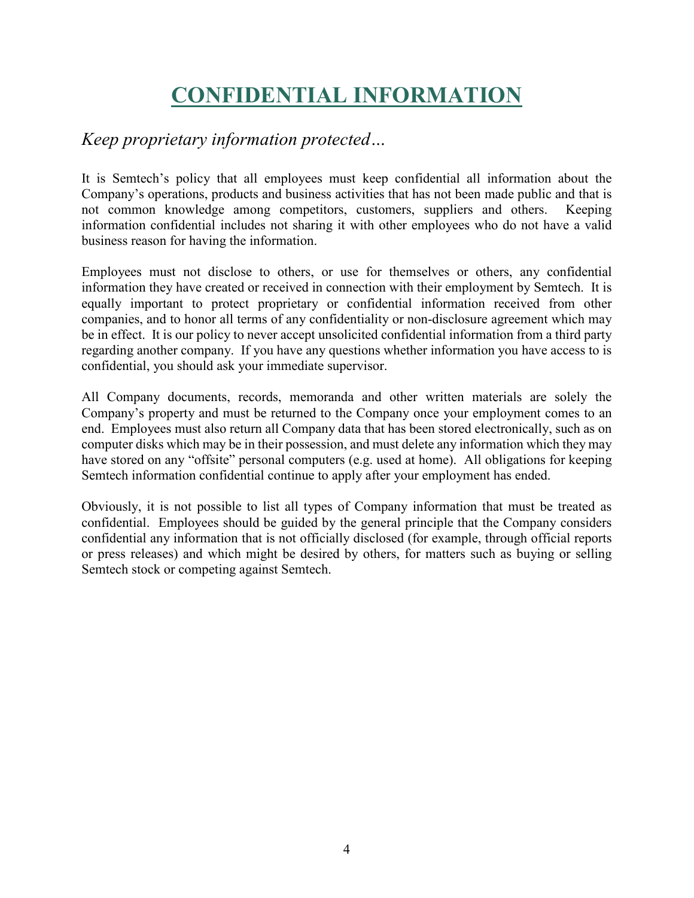# CONFIDENTIAL INFORMATION

*Keep proprietary information protected…*

It is Semtech's policy that all employees must keep confidential all information about the Company's operations, products and business activities that has not been made public and that is not common knowledge among competitors, customers, suppliers and others. Keeping information confidential includes not sharing it with other employees who do not have a valid business reason for having the information.

Employees must not disclose to others, or use for themselves or others, any confidential information they have created or received in connection with their employment by Semtech. It is equally important to protect proprietary or confidential information received from other companies, and to honor all terms of any confidentiality or non-disclosure agreement which may be in effect. It is our policy to never accept unsolicited confidential information from a third party regarding another company. If you have any questions whether information you have access to is confidential, you should ask your immediate supervisor.

All Company documents, records, memoranda and other written materials are solely the Company's property and must be returned to the Company once your employment comes to an end. Employees must also return all Company data that has been stored electronically, such as on computer disks which may be in their possession, and must delete any information which they may have stored on any "offsite" personal computers (e.g. used at home). All obligations for keeping Semtech information confidential continue to apply after your employment has ended.

Obviously, it is not possible to list all types of Company information that must be treated as confidential. Employees should be guided by the general principle that the Company considers confidential any information that is not officially disclosed (for example, through official reports or press releases) and which might be desired by others, for matters such as buying or selling Semtech stock or competing against Semtech.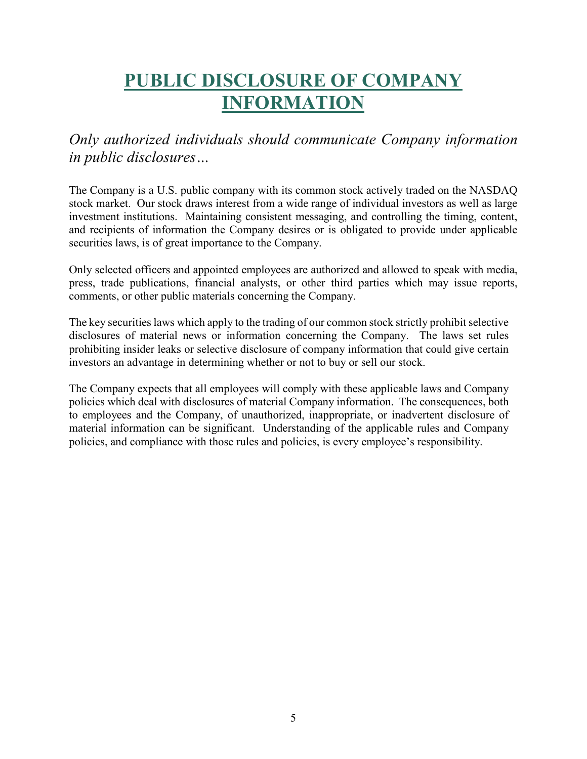# PUBLIC DISCLOSURE OF COMPANY INFORMATION

*Only authorized individuals should communicate Company information in public disclosures…*

The Company is a U.S. public company with its common stock actively traded on the NASDAQ stock market. Our stock draws interest from a wide range of individual investors as well as large investment institutions. Maintaining consistent messaging, and controlling the timing, content, and recipients of information the Company desires or is obligated to provide under applicable securities laws, is of great importance to the Company.

Only selected officers and appointed employees are authorized and allowed to speak with media, press, trade publications, financial analysts, or other third parties which may issue reports, comments, or other public materials concerning the Company.

The key securities laws which apply to the trading of our common stock strictly prohibit selective disclosures of material news or information concerning the Company. The laws set rules prohibiting insider leaks or selective disclosure of company information that could give certain investors an advantage in determining whether or not to buy or sell our stock.

The Company expects that all employees will comply with these applicable laws and Company policies which deal with disclosures of material Company information. The consequences, both to employees and the Company, of unauthorized, inappropriate, or inadvertent disclosure of material information can be significant. Understanding of the applicable rules and Company policies, and compliance with those rules and policies, is every employee’s responsibility.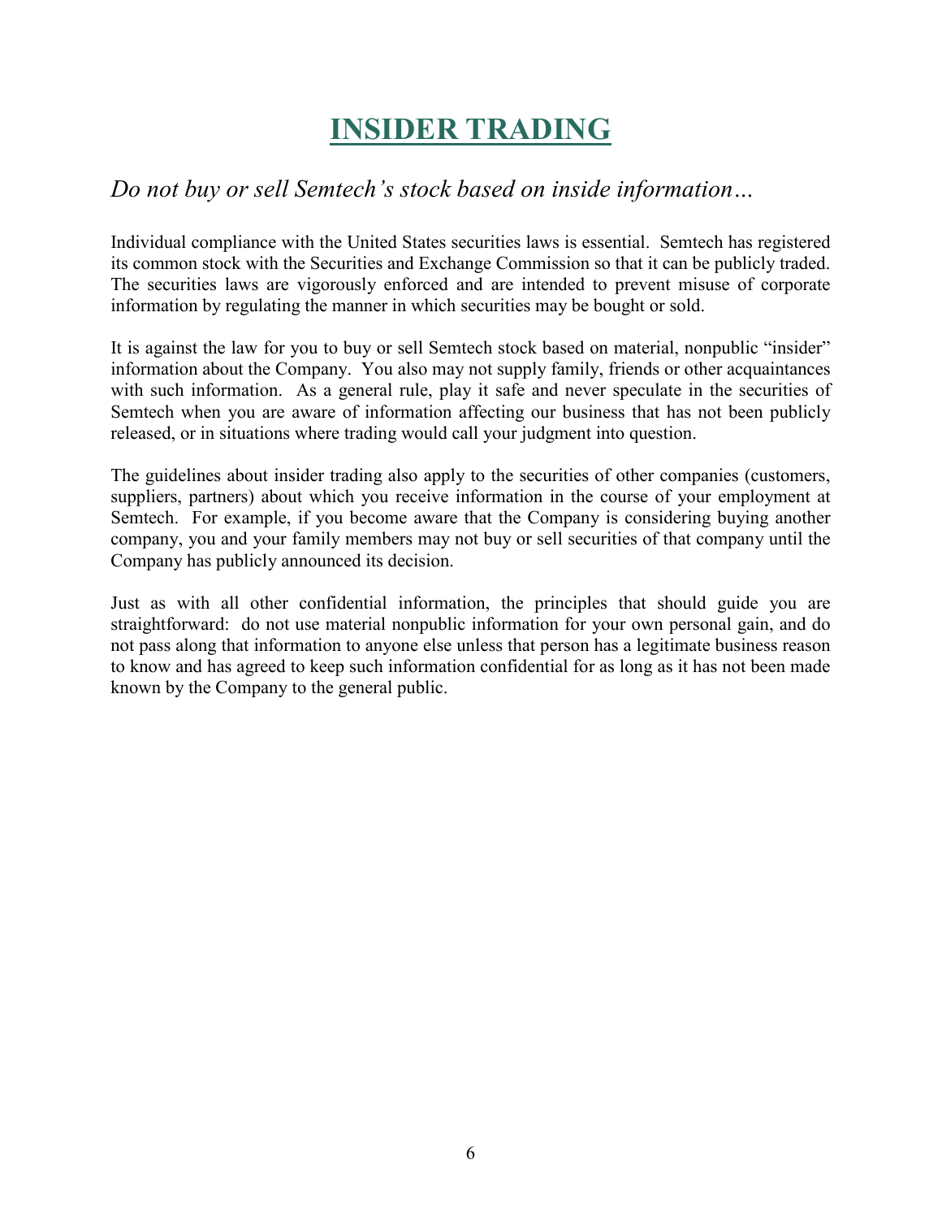# INSIDER TRADING

*Do not buy or sell Semtech's stock based on inside information…*

Individual compliance with the United States securities laws is essential. Semtech has registered its common stock with the Securities and Exchange Commission so that it can be publicly traded. The securities laws are vigorously enforced and are intended to prevent misuse of corporate information by regulating the manner in which securities may be bought or sold.

It is against the law for you to buy or sell Semtech stock based on material, nonpublic "insider" information about the Company. You also may not supply family, friends or other acquaintances with such information. As a general rule, play it safe and never speculate in the securities of Semtech when you are aware of information affecting our business that has not been publicly released, or in situations where trading would call your judgment into question.

The guidelines about insider trading also apply to the securities of other companies (customers, suppliers, partners) about which you receive information in the course of your employment at Semtech. For example, if you become aware that the Company is considering buying another company, you and your family members may not buy or sell securities of that company until the Company has publicly announced its decision.

Just as with all other confidential information, the principles that should guide you are straightforward: do not use material nonpublic information for your own personal gain, and do not pass along that information to anyone else unless that person has a legitimate business reason to know and has agreed to keep such information confidential for as long as it has not been made known by the Company to the general public.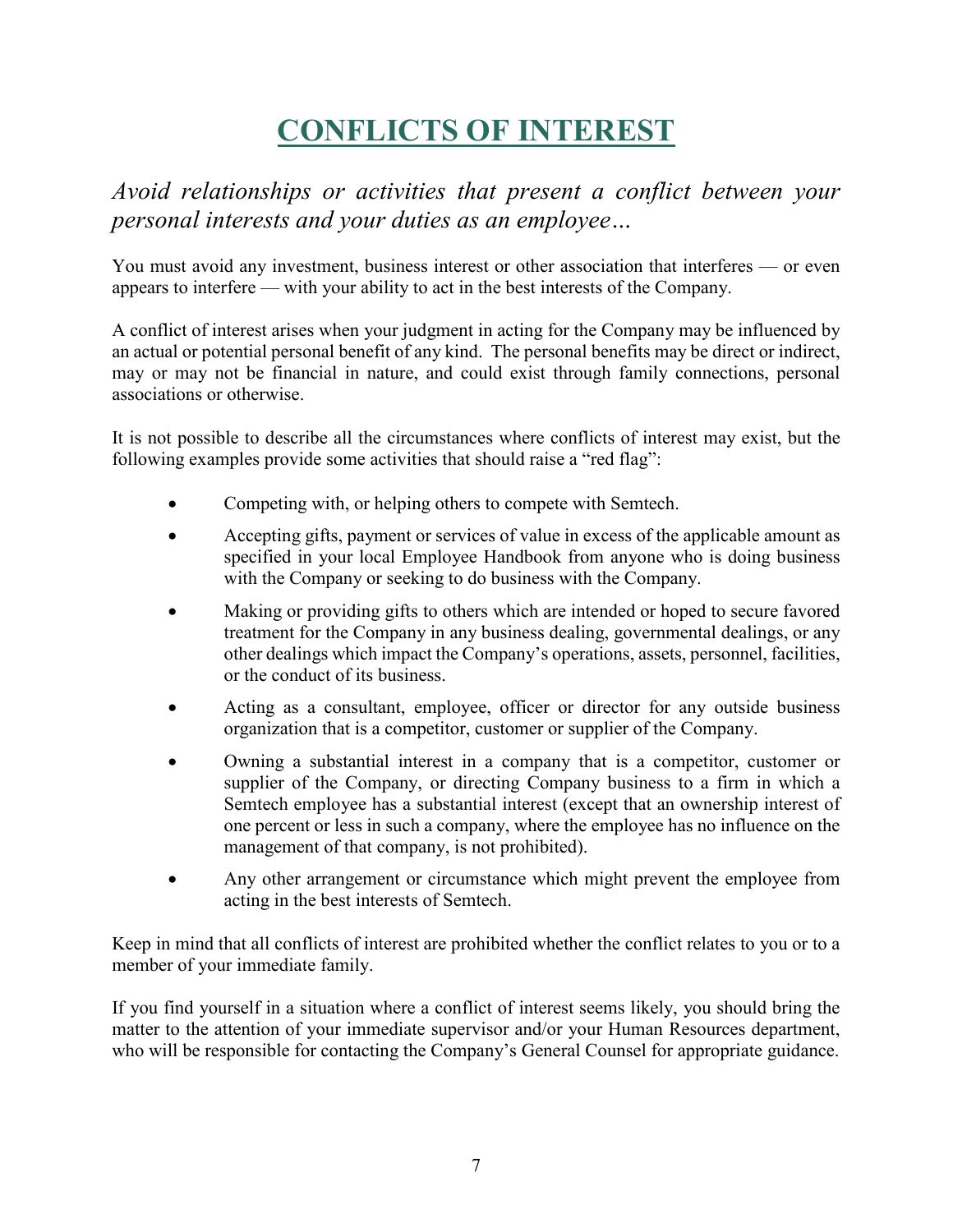# CONFLICTS OF INTEREST

*Avoid relationships or activities that present a conflict between your personal interests and your duties as an employee…*

You must avoid any investment, business interest or other association that interferes — or even appears to interfere — with your ability to act in the best interests of the Company.

A conflict of interest arises when your judgment in acting for the Company may be influenced by an actual or potential personal benefit of any kind. The personal benefits may be direct or indirect, may or may not be financial in nature, and could exist through family connections, personal associations or otherwise.

It is not possible to describe all the circumstances where conflicts of interest may exist, but the following examples provide some activities that should raise a "red flag":

- Competing with, or helping others to compete with Semtech.
- Accepting gifts, payment or services of value in excess of the applicable amount as specified in your local Employee Handbook from anyone who is doing business with the Company or seeking to do business with the Company.
- Making or providing gifts to others which are intended or hoped to secure favored treatment for the Company in any business dealing, governmental dealings, or any other dealings which impact the Company's operations, assets, personnel, facilities, or the conduct of its business.
- Acting as a consultant, employee, officer or director for any outside business organization that is a competitor, customer or supplier of the Company.
- Owning a substantial interest in a company that is a competitor, customer or supplier of the Company, or directing Company business to a firm in which a Semtech employee has a substantial interest (except that an ownership interest of one percent or less in such a company, where the employee has no influence on the management of that company, is not prohibited).
- Any other arrangement or circumstance which might prevent the employee from acting in the best interests of Semtech.

Keep in mind that all conflicts of interest are prohibited whether the conflict relates to you or to a member of your immediate family.

If you find yourself in a situation where a conflict of interest seems likely, you should bring the matter to the attention of your immediate supervisor and/or your Human Resources department, who will be responsible for contacting the Company's General Counsel for appropriate guidance.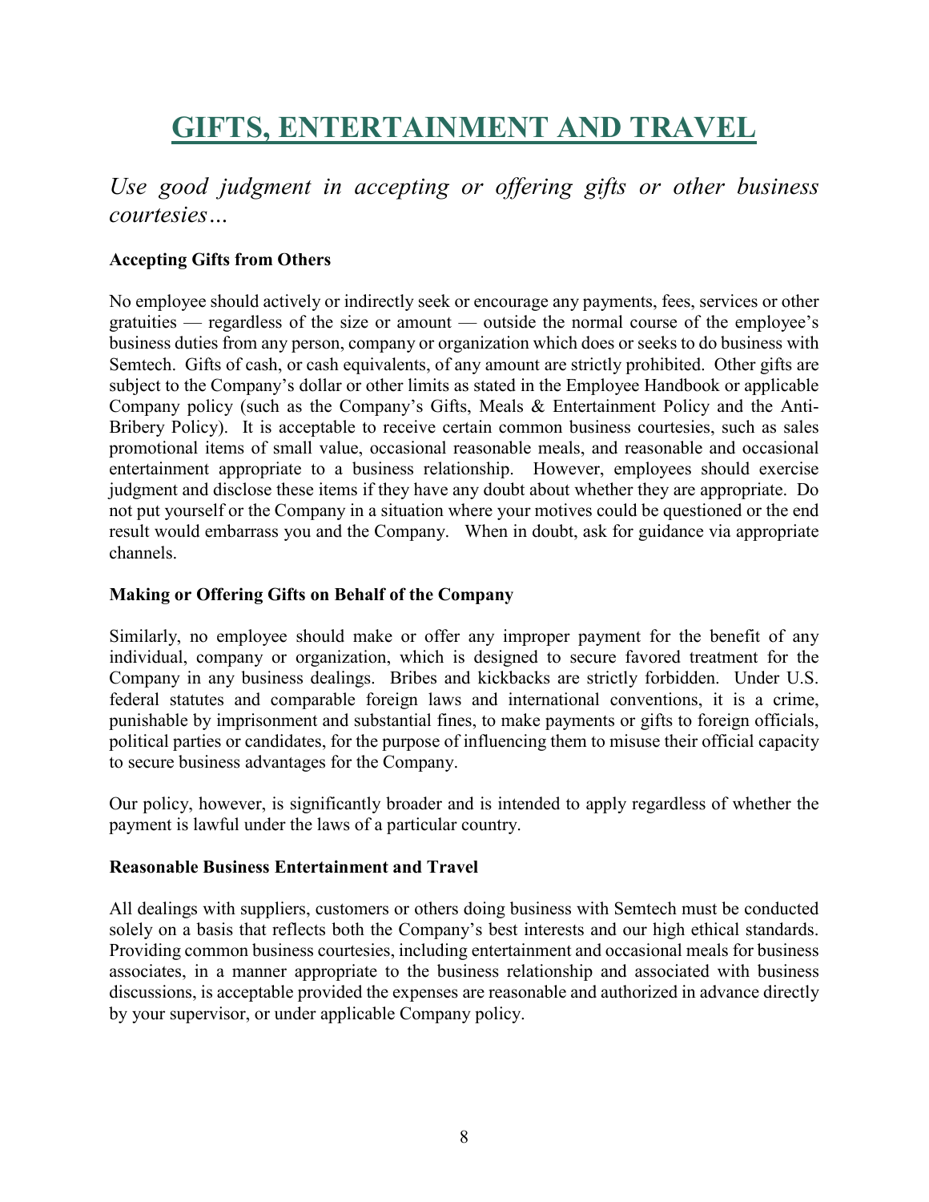# GIFTS, ENTERTAINMENT AND TRAVEL

*Use good judgment in accepting or offering gifts or other business courtesies…*

**Accepting Gifts from Others**

No employee should actively or indirectly seek or encourage any payments, fees, services or other gratuities — regardless of the size or amount — outside the normal course of the employee's business duties from any person, company or organization which does or seeks to do business with Semtech. Gifts of cash, or cash equivalents, of any amount are strictly prohibited. Other gifts are subject to the Company's dollar or other limits as stated in the Employee Handbook or applicable Company policy (such as the Company's Gifts, Meals & Entertainment Policy and the Anti-Bribery Policy). It is acceptable to receive certain common business courtesies, such as sales promotional items of small value, occasional reasonable meals, and reasonable and occasional entertainment appropriate to a business relationship. However, employees should exercise judgment and disclose these items if they have any doubt about whether they are appropriate. Do not put yourself or the Company in a situation where your motives could be questioned or the end result would embarrass you and the Company. When in doubt, ask for guidance via appropriate channels.

**Making or Offering Gifts on Behalf of the Company**

Similarly, no employee should make or offer any improper payment for the benefit of any individual, company or organization, which is designed to secure favored treatment for the Company in any business dealings. Bribes and kickbacks are strictly forbidden. Under U.S. federal statutes and comparable foreign laws and international conventions, it is a crime, punishable by imprisonment and substantial fines, to make payments or gifts to foreign officials, political parties or candidates, for the purpose of influencing them to misuse their official capacity to secure business advantages for the Company.

Our policy, however, is significantly broader and is intended to apply regardless of whether the payment is lawful under the laws of a particular country.

**Reasonable Business Entertainment and Travel**

All dealings with suppliers, customers or others doing business with Semtech must be conducted solely on a basis that reflects both the Company's best interests and our high ethical standards. Providing common business courtesies, including entertainment and occasional meals for business associates, in a manner appropriate to the business relationship and associated with business discussions, is acceptable provided the expenses are reasonable and authorized in advance directly by your supervisor, or under applicable Company policy.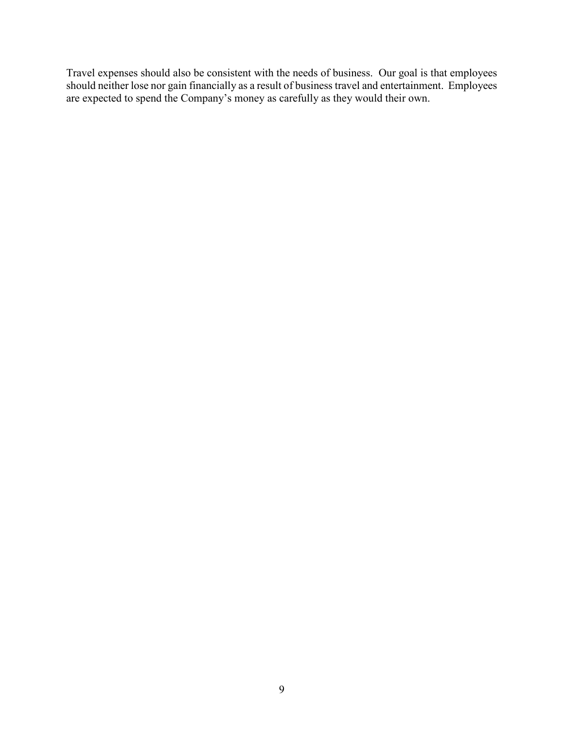Travel expenses should also be consistent with the needs of business. Our goal is that employees should neither lose nor gain financially as a result of business travel and entertainment. Employees are expected to spend the Company's money as carefully as they would their own.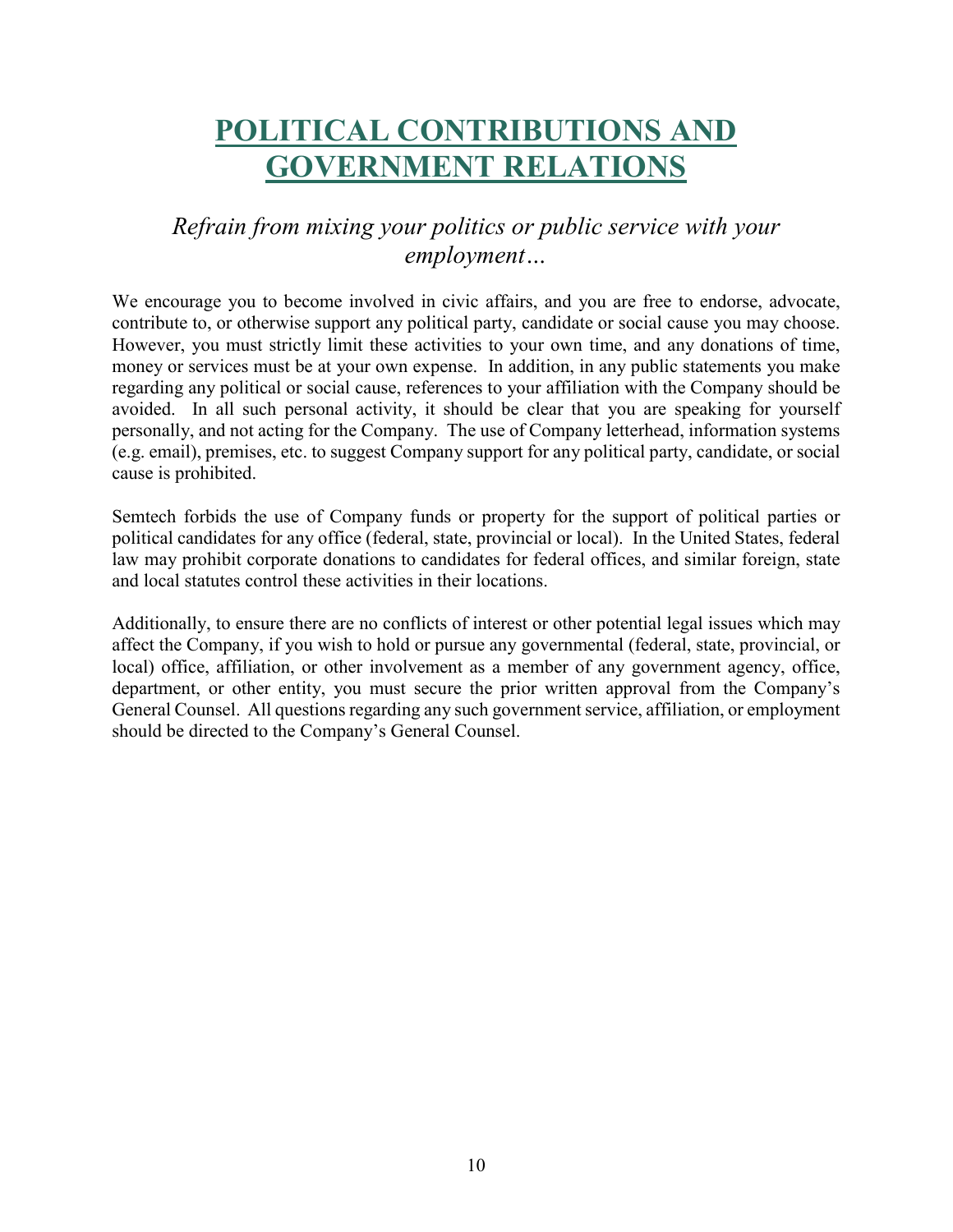# POLITICAL CONTRIBUTIONS AND GOVERNMENT RELATIONS

*Refrain from mixing your politics or public service with your employment…*

We encourage you to become involved in civic affairs, and you are free to endorse, advocate, contribute to, or otherwise support any political party, candidate or social cause you may choose. However, you must strictly limit these activities to your own time, and any donations of time, money or services must be at your own expense. In addition, in any public statements you make regarding any political or social cause, references to your affiliation with the Company should be avoided. In all such personal activity, it should be clear that you are speaking for yourself personally, and not acting for the Company. The use of Company letterhead, information systems (e.g. email), premises, etc. to suggest Company support for any political party, candidate, or social cause is prohibited.

Semtech forbids the use of Company funds or property for the support of political parties or political candidates for any office (federal, state, provincial or local). In the United States, federal law may prohibit corporate donations to candidates for federal offices, and similar foreign, state and local statutes control these activities in their locations.

Additionally, to ensure there are no conflicts of interest or other potential legal issues which may affect the Company, if you wish to hold or pursue any governmental (federal, state, provincial, or local) office, affiliation, or other involvement as a member of any government agency, office, department, or other entity, you must secure the prior written approval from the Company's General Counsel. All questions regarding any such government service, affiliation, or employment should be directed to the Company's General Counsel.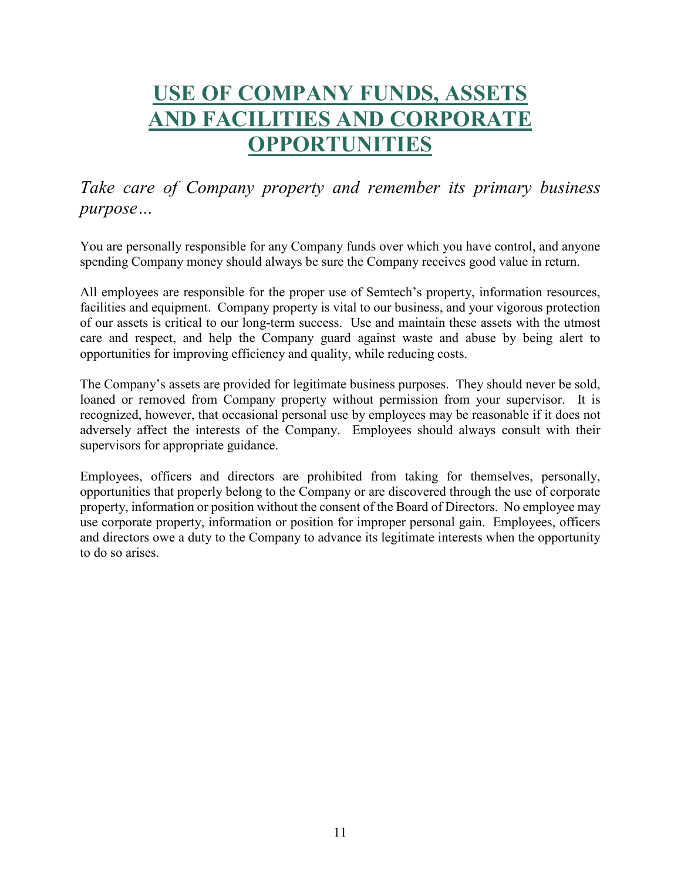# USE OF COMPANY FUNDS, ASSETS AND FACILITIES AND CORPORATE OPPORTUNITIES

*Take care of Company property and remember its primary business purpose…*

You are personally responsible for any Company funds over which you have control, and anyone spending Company money should always be sure the Company receives good value in return.

All employees are responsible for the proper use of Semtech's property, information resources, facilities and equipment. Company property is vital to our business, and your vigorous protection of our assets is critical to our long-term success. Use and maintain these assets with the utmost care and respect, and help the Company guard against waste and abuse by being alert to opportunities for improving efficiency and quality, while reducing costs.

The Company's assets are provided for legitimate business purposes. They should never be sold, loaned or removed from Company property without permission from your supervisor. It is recognized, however, that occasional personal use by employees may be reasonable if it does not adversely affect the interests of the Company. Employees should always consult with their supervisors for appropriate guidance.

Employees, officers and directors are prohibited from taking for themselves, personally, opportunities that properly belong to the Company or are discovered through the use of corporate property, information or position without the consent of the Board of Directors. No employee may use corporate property, information or position for improper personal gain. Employees, officers and directors owe a duty to the Company to advance its legitimate interests when the opportunity to do so arises.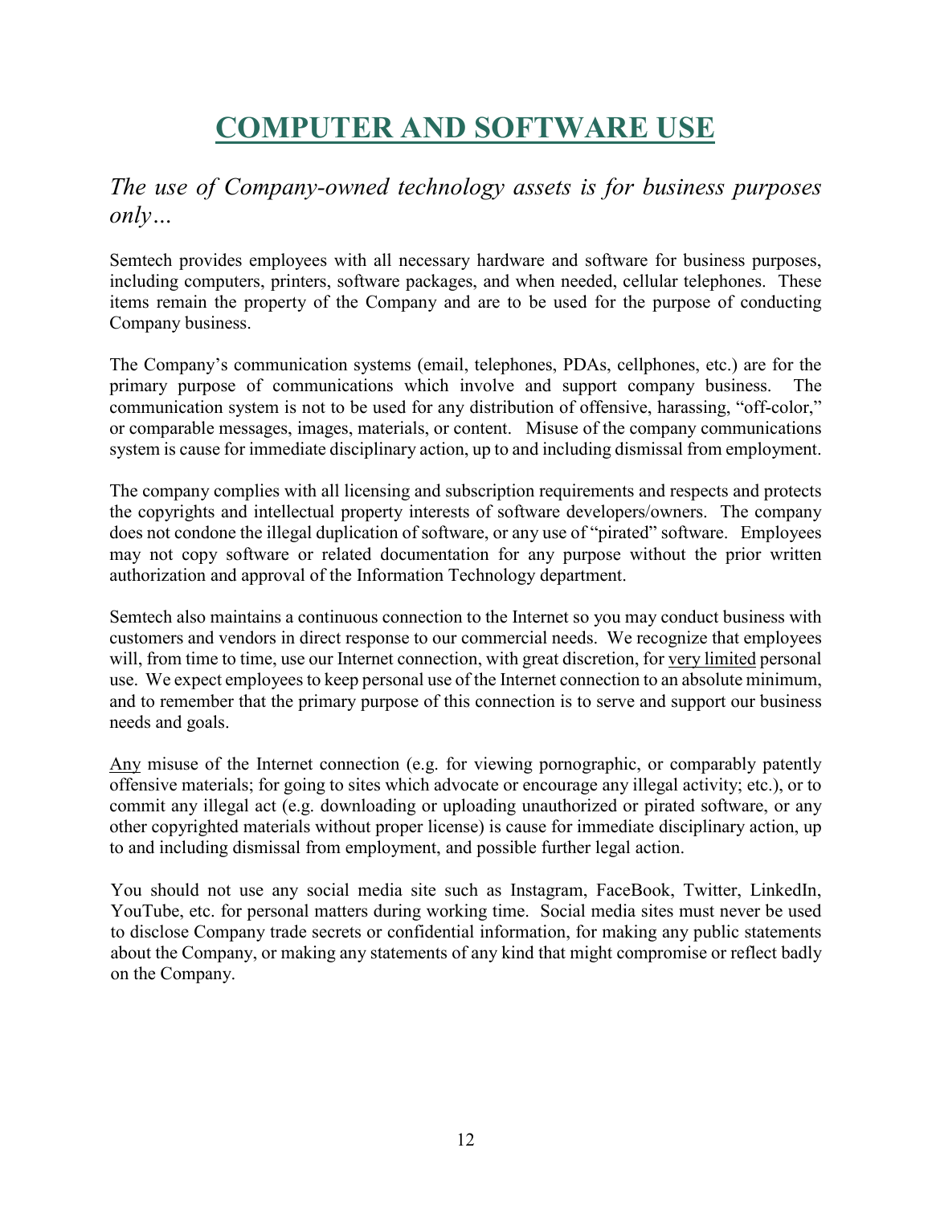# COMPUTER AND SOFTWARE USE

*The use of Company-owned technology assets is for business purposes only…*

Semtech provides employees with all necessary hardware and software for business purposes, including computers, printers, software packages, and when needed, cellular telephones. These items remain the property of the Company and are to be used for the purpose of conducting Company business.

The Company's communication systems (email, telephones, PDAs, cellphones, etc.) are for the primary purpose of communications which involve and support company business. The communication system is not to be used for any distribution of offensive, harassing, "off-color," or comparable messages, images, materials, or content. Misuse of the company communications system is cause for immediate disciplinary action, up to and including dismissal from employment.

The company complies with all licensing and subscription requirements and respects and protects the copyrights and intellectual property interests of software developers/owners. The company does not condone the illegal duplication of software, or any use of "pirated" software. Employees may not copy software or related documentation for any purpose without the prior written authorization and approval of the Information Technology department.

Semtech also maintains a continuous connection to the Internet so you may conduct business with customers and vendors in direct response to our commercial needs. We recognize that employees will, from time to time, use our Internet connection, with great discretion, for <u>very limited</u> personal use. We expect employees to keep personal use of the Internet connection to an absolute minimum, and to remember that the primary purpose of this connection is to serve and support our business needs and goals.

<u>Any</u> misuse of the Internet connection (e.g. for viewing pornographic, or comparably patently offensive materials; for going to sites which advocate or encourage any illegal activity; etc.), or to commit any illegal act (e.g. downloading or uploading unauthorized or pirated software, or any other copyrighted materials without proper license) is cause for immediate disciplinary action, up to and including dismissal from employment, and possible further legal action.

You should not use any social media site such as Instagram, FaceBook, Twitter, LinkedIn, YouTube, etc. for personal matters during working time. Social media sites must never be used to disclose Company trade secrets or confidential information, for making any public statements about the Company, or making any statements of any kind that might compromise or reflect badly on the Company.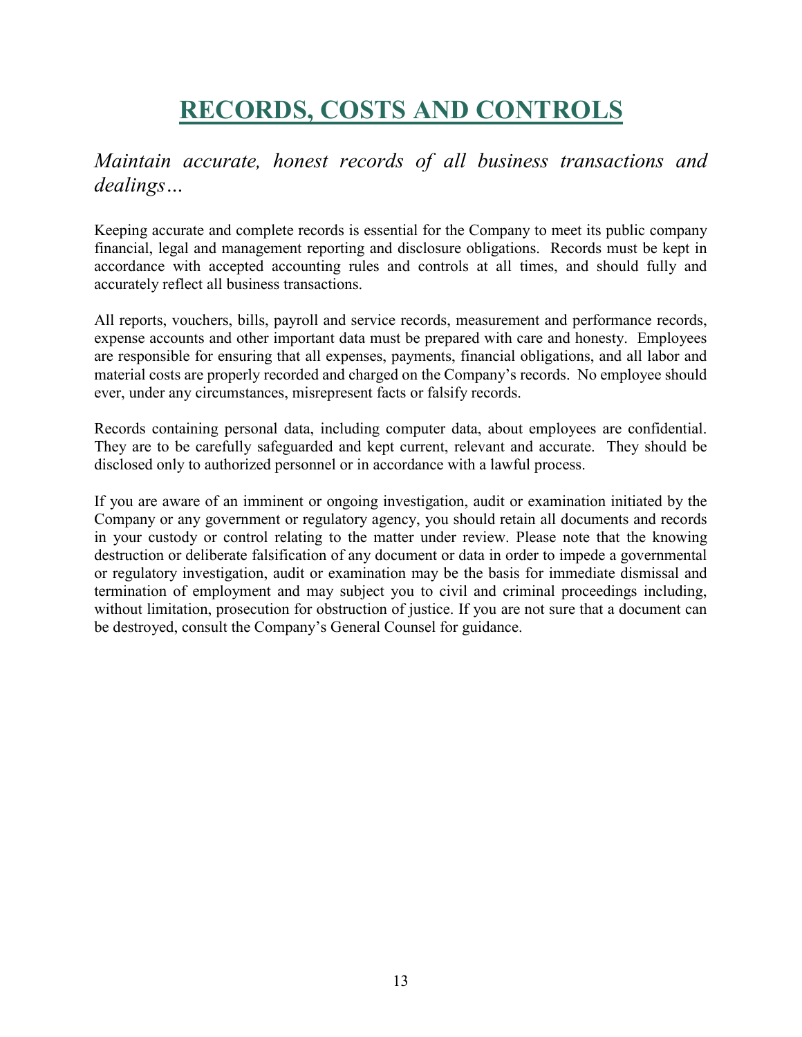# RECORDS, COSTS AND CONTROLS

*Maintain accurate, honest records of all business transactions and dealings…*

Keeping accurate and complete records is essential for the Company to meet its public company financial, legal and management reporting and disclosure obligations. Records must be kept in accordance with accepted accounting rules and controls at all times, and should fully and accurately reflect all business transactions.

All reports, vouchers, bills, payroll and service records, measurement and performance records, expense accounts and other important data must be prepared with care and honesty. Employees are responsible for ensuring that all expenses, payments, financial obligations, and all labor and material costs are properly recorded and charged on the Company's records. No employee should ever, under any circumstances, misrepresent facts or falsify records.

Records containing personal data, including computer data, about employees are confidential. They are to be carefully safeguarded and kept current, relevant and accurate. They should be disclosed only to authorized personnel or in accordance with a lawful process.

If you are aware of an imminent or ongoing investigation, audit or examination initiated by the Company or any government or regulatory agency, you should retain all documents and records in your custody or control relating to the matter under review. Please note that the knowing destruction or deliberate falsification of any document or data in order to impede a governmental or regulatory investigation, audit or examination may be the basis for immediate dismissal and termination of employment and may subject you to civil and criminal proceedings including, without limitation, prosecution for obstruction of justice. If you are not sure that a document can be destroyed, consult the Company's General Counsel for guidance.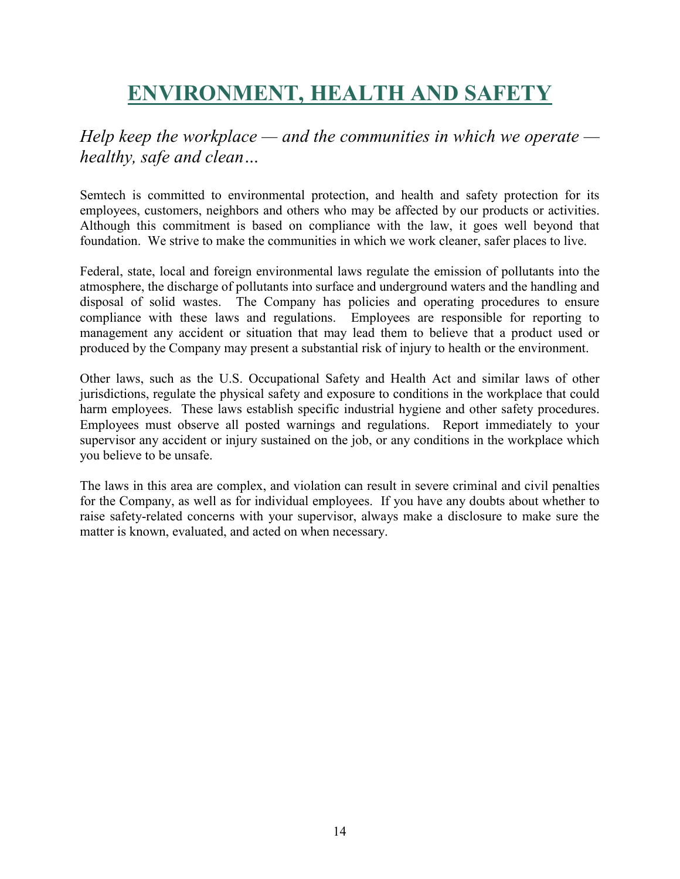# ENVIRONMENT, HEALTH AND SAFETY

*Help keep the workplace — and the communities in which we operate — healthy, safe and clean…*

Semtech is committed to environmental protection, and health and safety protection for its employees, customers, neighbors and others who may be affected by our products or activities. Although this commitment is based on compliance with the law, it goes well beyond that foundation. We strive to make the communities in which we work cleaner, safer places to live.

Federal, state, local and foreign environmental laws regulate the emission of pollutants into the atmosphere, the discharge of pollutants into surface and underground waters and the handling and disposal of solid wastes. The Company has policies and operating procedures to ensure compliance with these laws and regulations. Employees are responsible for reporting to management any accident or situation that may lead them to believe that a product used or produced by the Company may present a substantial risk of injury to health or the environment.

Other laws, such as the U.S. Occupational Safety and Health Act and similar laws of other jurisdictions, regulate the physical safety and exposure to conditions in the workplace that could harm employees. These laws establish specific industrial hygiene and other safety procedures. Employees must observe all posted warnings and regulations. Report immediately to your supervisor any accident or injury sustained on the job, or any conditions in the workplace which you believe to be unsafe.

The laws in this area are complex, and violation can result in severe criminal and civil penalties for the Company, as well as for individual employees. If you have any doubts about whether to raise safety-related concerns with your supervisor, always make a disclosure to make sure the matter is known, evaluated, and acted on when necessary.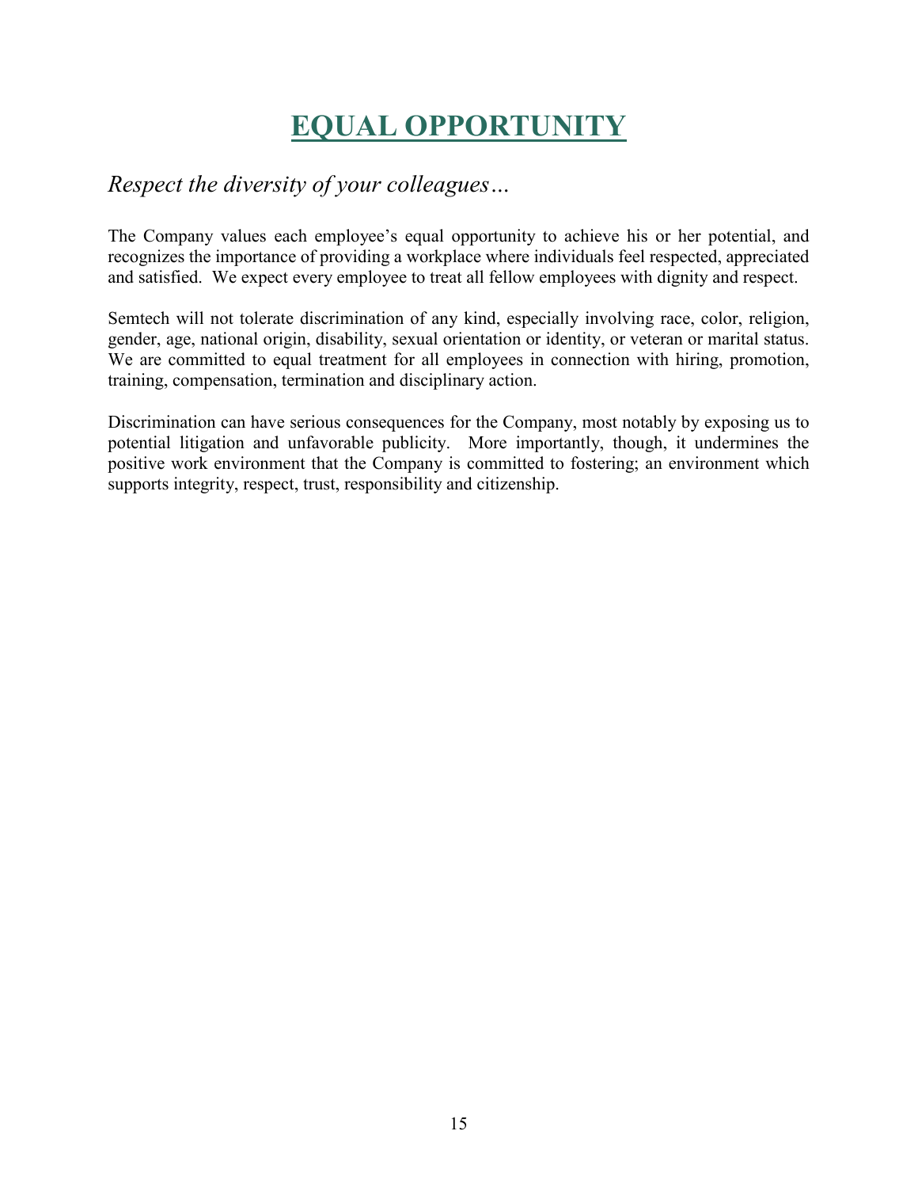# EQUAL OPPORTUNITY

*Respect the diversity of your colleagues…*

The Company values each employee's equal opportunity to achieve his or her potential, and recognizes the importance of providing a workplace where individuals feel respected, appreciated and satisfied. We expect every employee to treat all fellow employees with dignity and respect.

Semtech will not tolerate discrimination of any kind, especially involving race, color, religion, gender, age, national origin, disability, sexual orientation or identity, or veteran or marital status. We are committed to equal treatment for all employees in connection with hiring, promotion, training, compensation, termination and disciplinary action.

Discrimination can have serious consequences for the Company, most notably by exposing us to potential litigation and unfavorable publicity. More importantly, though, it undermines the positive work environment that the Company is committed to fostering; an environment which supports integrity, respect, trust, responsibility and citizenship.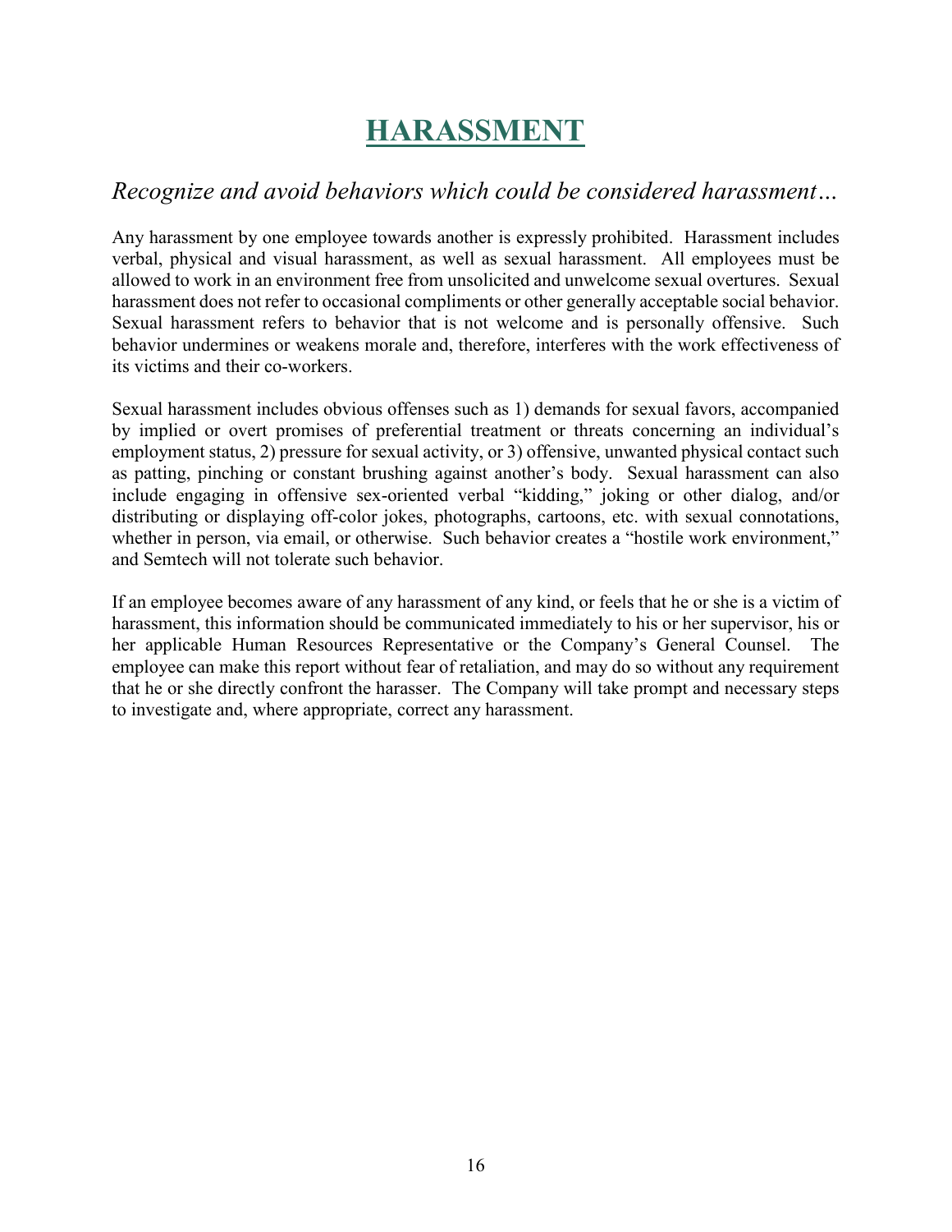# HARASSMENT

## *Recognize and avoid behaviors which could be considered harassment…*

Any harassment by one employee towards another is expressly prohibited. Harassment includes verbal, physical and visual harassment, as well as sexual harassment. All employees must be allowed to work in an environment free from unsolicited and unwelcome sexual overtures. Sexual harassment does not refer to occasional compliments or other generally acceptable social behavior. Sexual harassment refers to behavior that is not welcome and is personally offensive. Such behavior undermines or weakens morale and, therefore, interferes with the work effectiveness of its victims and their co-workers.

Sexual harassment includes obvious offenses such as 1) demands for sexual favors, accompanied by implied or overt promises of preferential treatment or threats concerning an individual's employment status, 2) pressure for sexual activity, or 3) offensive, unwanted physical contact such as patting, pinching or constant brushing against another's body. Sexual harassment can also include engaging in offensive sex-oriented verbal "kidding," joking or other dialog, and/or distributing or displaying off-color jokes, photographs, cartoons, etc. with sexual connotations, whether in person, via email, or otherwise. Such behavior creates a "hostile work environment," and Semtech will not tolerate such behavior.

If an employee becomes aware of any harassment of any kind, or feels that he or she is a victim of harassment, this information should be communicated immediately to his or her supervisor, his or her applicable Human Resources Representative or the Company's General Counsel. The employee can make this report without fear of retaliation, and may do so without any requirement that he or she directly confront the harasser. The Company will take prompt and necessary steps to investigate and, where appropriate, correct any harassment.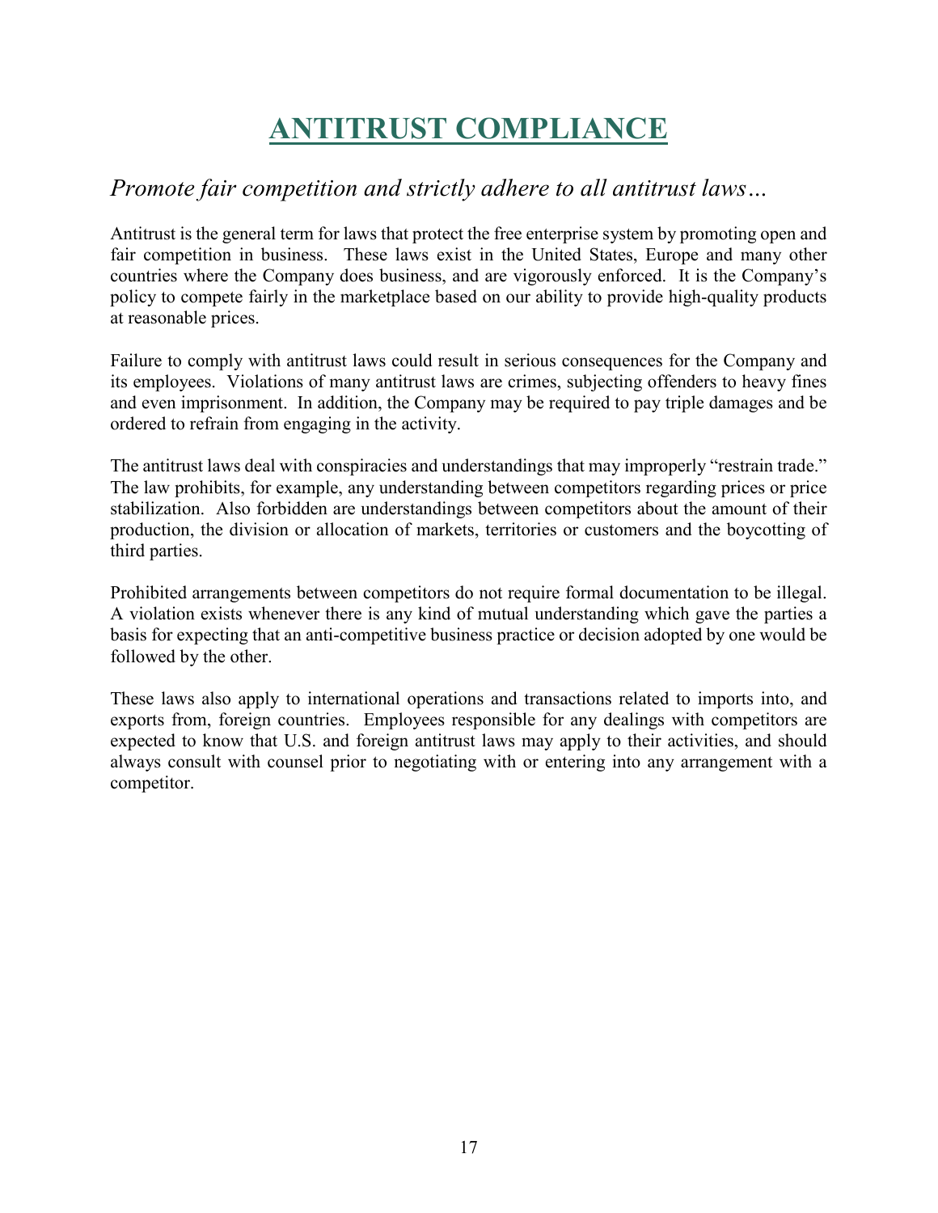# ANTITRUST COMPLIANCE

## *Promote fair competition and strictly adhere to all antitrust laws…*

Antitrust is the general term for laws that protect the free enterprise system by promoting open and fair competition in business. These laws exist in the United States, Europe and many other countries where the Company does business, and are vigorously enforced. It is the Company's policy to compete fairly in the marketplace based on our ability to provide high-quality products at reasonable prices.

Failure to comply with antitrust laws could result in serious consequences for the Company and its employees. Violations of many antitrust laws are crimes, subjecting offenders to heavy fines and even imprisonment. In addition, the Company may be required to pay triple damages and be ordered to refrain from engaging in the activity.

The antitrust laws deal with conspiracies and understandings that may improperly "restrain trade." The law prohibits, for example, any understanding between competitors regarding prices or price stabilization. Also forbidden are understandings between competitors about the amount of their production, the division or allocation of markets, territories or customers and the boycotting of third parties.

Prohibited arrangements between competitors do not require formal documentation to be illegal. A violation exists whenever there is any kind of mutual understanding which gave the parties a basis for expecting that an anti-competitive business practice or decision adopted by one would be followed by the other.

These laws also apply to international operations and transactions related to imports into, and exports from, foreign countries. Employees responsible for any dealings with competitors are expected to know that U.S. and foreign antitrust laws may apply to their activities, and should always consult with counsel prior to negotiating with or entering into any arrangement with a competitor.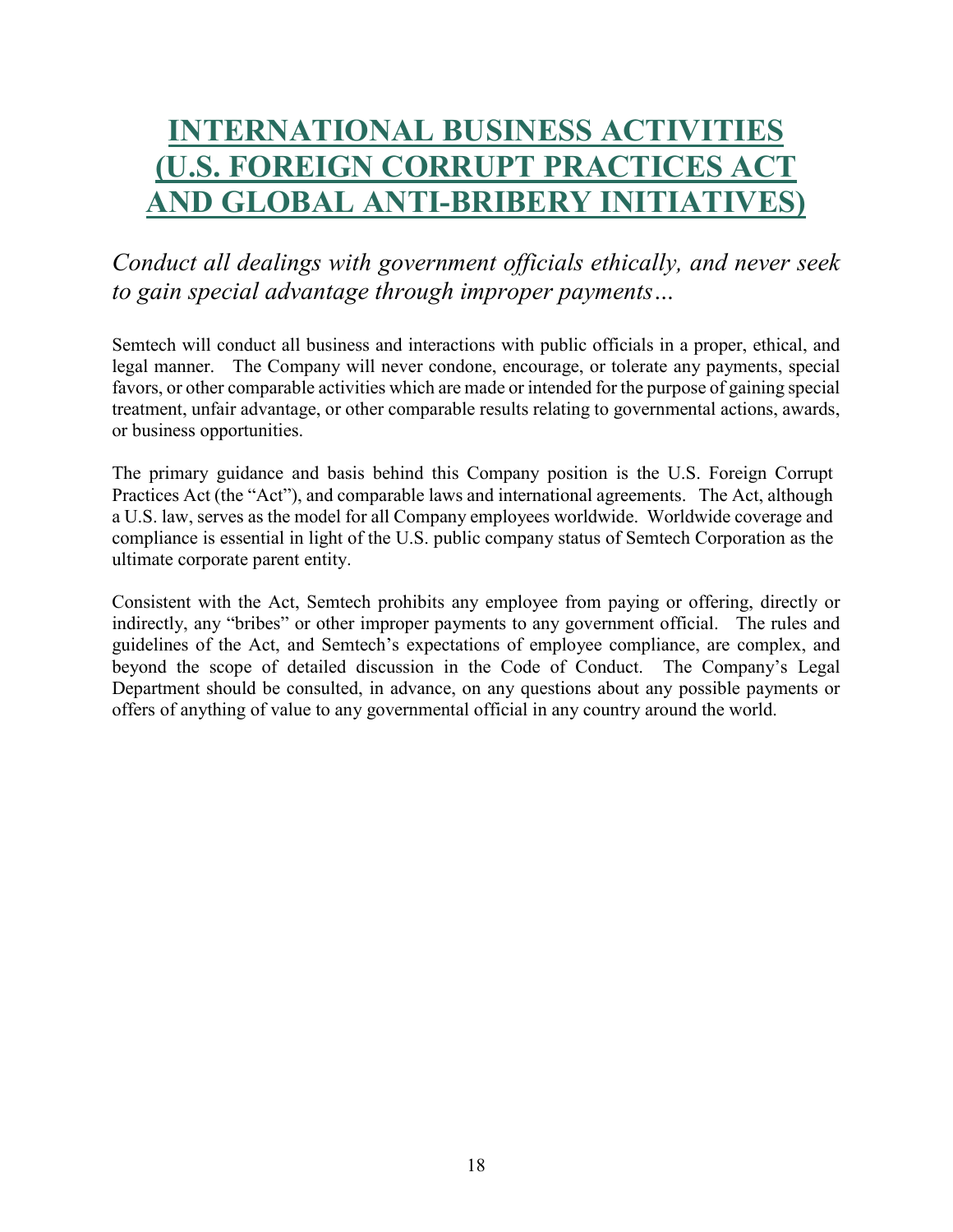# INTERNATIONAL BUSINESS ACTIVITIES (U.S. FOREIGN CORRUPT PRACTICES ACT AND GLOBAL ANTI-BRIBERY INITIATIVES)

*Conduct all dealings with government officials ethically, and never seek to gain special advantage through improper payments…*

Semtech will conduct all business and interactions with public officials in a proper, ethical, and legal manner. The Company will never condone, encourage, or tolerate any payments, special favors, or other comparable activities which are made or intended for the purpose of gaining special treatment, unfair advantage, or other comparable results relating to governmental actions, awards, or business opportunities.

The primary guidance and basis behind this Company position is the U.S. Foreign Corrupt Practices Act (the "Act"), and comparable laws and international agreements. The Act, although a U.S. law, serves as the model for all Company employees worldwide. Worldwide coverage and compliance is essential in light of the U.S. public company status of Semtech Corporation as the ultimate corporate parent entity.

Consistent with the Act, Semtech prohibits any employee from paying or offering, directly or indirectly, any "bribes" or other improper payments to any government official. The rules and guidelines of the Act, and Semtech's expectations of employee compliance, are complex, and beyond the scope of detailed discussion in the Code of Conduct. The Company's Legal Department should be consulted, in advance, on any questions about any possible payments or offers of anything of value to any governmental official in any country around the world.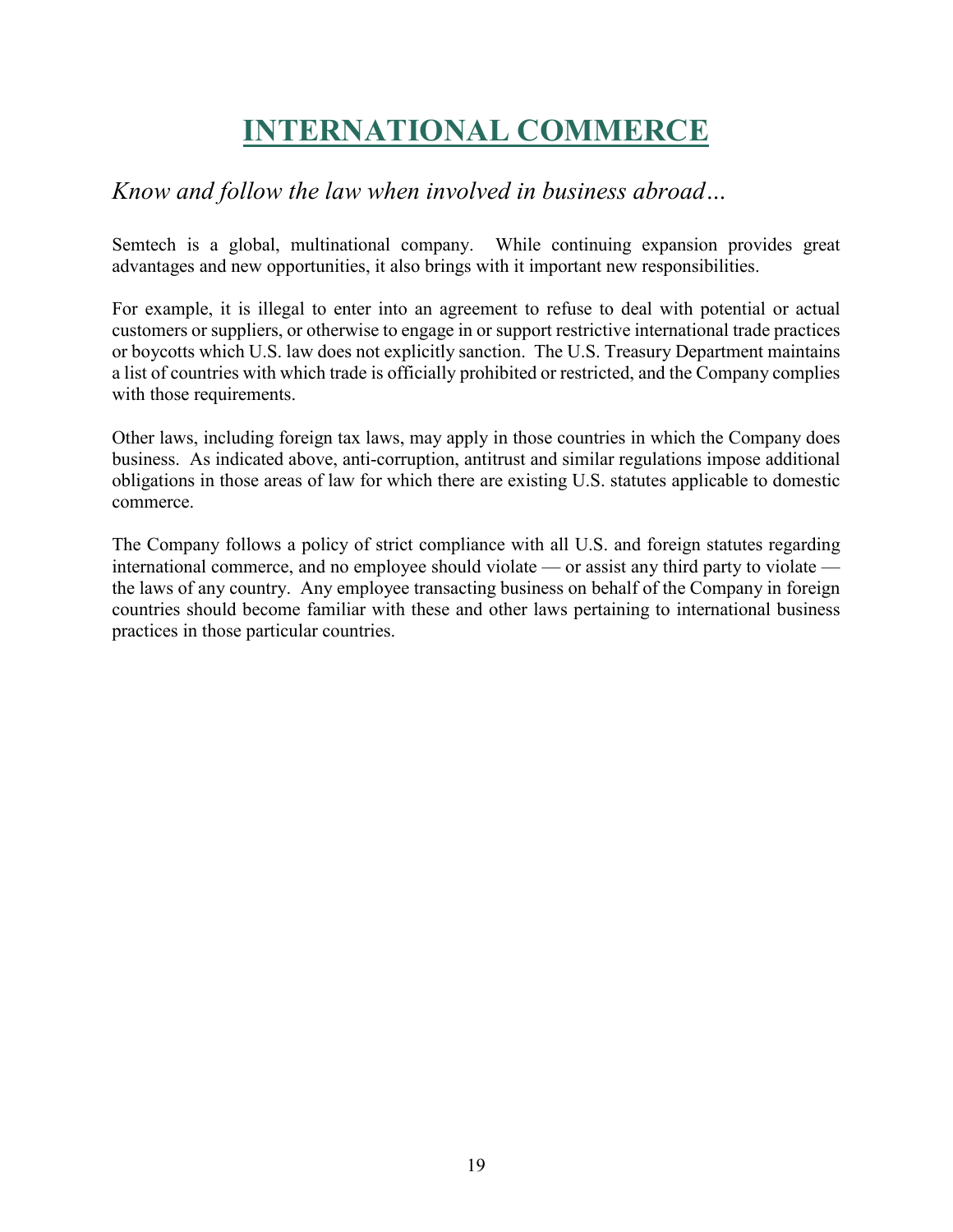# INTERNATIONAL COMMERCE

*Know and follow the law when involved in business abroad…*

Semtech is a global, multinational company. While continuing expansion provides great advantages and new opportunities, it also brings with it important new responsibilities.

For example, it is illegal to enter into an agreement to refuse to deal with potential or actual customers or suppliers, or otherwise to engage in or support restrictive international trade practices or boycotts which U.S. law does not explicitly sanction. The U.S. Treasury Department maintains a list of countries with which trade is officially prohibited or restricted, and the Company complies with those requirements.

Other laws, including foreign tax laws, may apply in those countries in which the Company does business. As indicated above, anti-corruption, antitrust and similar regulations impose additional obligations in those areas of law for which there are existing U.S. statutes applicable to domestic commerce.

The Company follows a policy of strict compliance with all U.S. and foreign statutes regarding international commerce, and no employee should violate — or assist any third party to violate — the laws of any country. Any employee transacting business on behalf of the Company in foreign countries should become familiar with these and other laws pertaining to international business practices in those particular countries.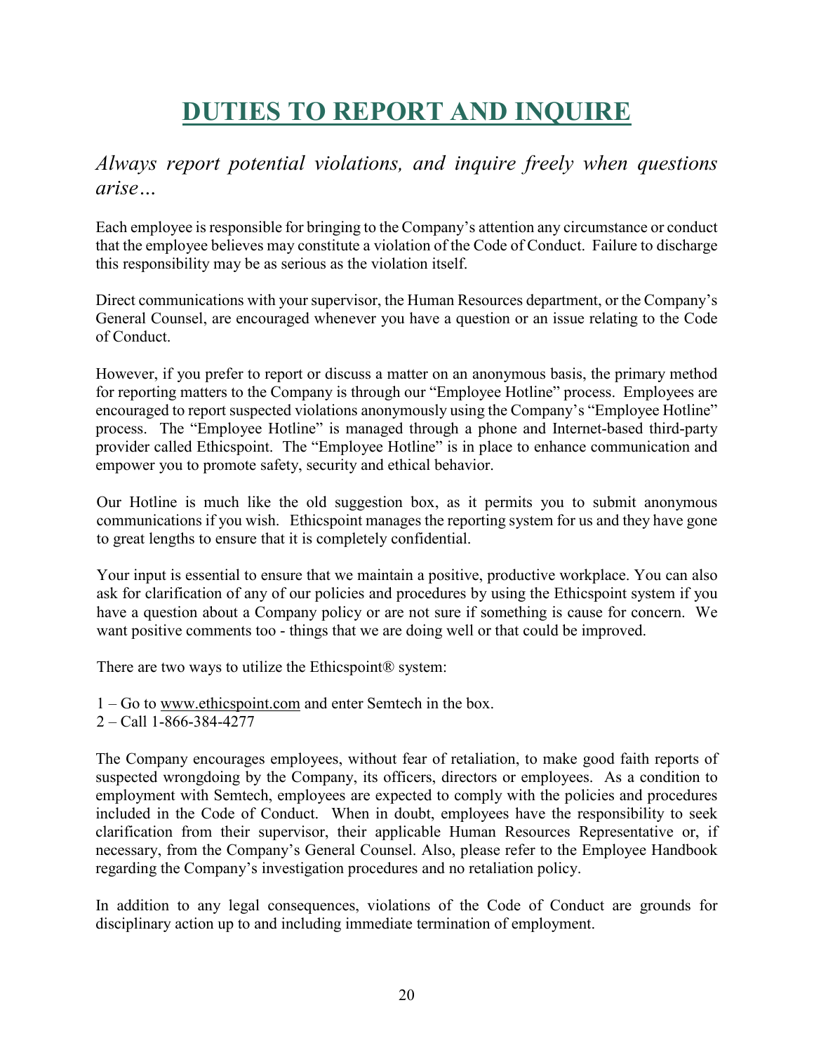# DUTIES TO REPORT AND INQUIRE

*Always report potential violations, and inquire freely when questions arise…*

Each employee is responsible for bringing to the Company's attention any circumstance or conduct that the employee believes may constitute a violation of the Code of Conduct. Failure to discharge this responsibility may be as serious as the violation itself.

Direct communications with your supervisor, the Human Resources department, or the Company's General Counsel, are encouraged whenever you have a question or an issue relating to the Code of Conduct.

However, if you prefer to report or discuss a matter on an anonymous basis, the primary method for reporting matters to the Company is through our "Employee Hotline" process. Employees are encouraged to report suspected violations anonymously using the Company's "Employee Hotline" process. The "Employee Hotline" is managed through a phone and Internet-based third-party provider called Ethicspoint. The "Employee Hotline" is in place to enhance communication and empower you to promote safety, security and ethical behavior.

Our Hotline is much like the old suggestion box, as it permits you to submit anonymous communications if you wish. Ethicspoint manages the reporting system for us and they have gone to great lengths to ensure that it is completely confidential.

Your input is essential to ensure that we maintain a positive, productive workplace. You can also ask for clarification of any of our policies and procedures by using the Ethicspoint system if you have a question about a Company policy or are not sure if something is cause for concern. We want positive comments too - things that we are doing well or that could be improved.

There are two ways to utilize the Ethicspoint® system:

1 – Go to www.ethicspoint.com and enter Semtech in the box.  
2 – Call 1-866-384-4277

The Company encourages employees, without fear of retaliation, to make good faith reports of suspected wrongdoing by the Company, its officers, directors or employees. As a condition to employment with Semtech, employees are expected to comply with the policies and procedures included in the Code of Conduct. When in doubt, employees have the responsibility to seek clarification from their supervisor, their applicable Human Resources Representative or, if necessary, from the Company's General Counsel. Also, please refer to the Employee Handbook regarding the Company's investigation procedures and no retaliation policy.

In addition to any legal consequences, violations of the Code of Conduct are grounds for disciplinary action up to and including immediate termination of employment.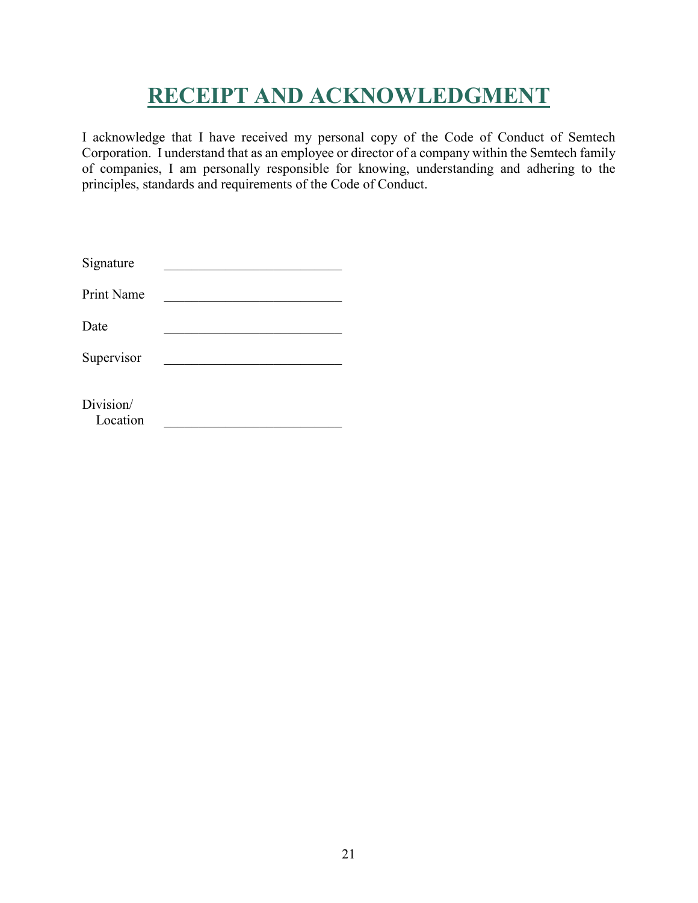# RECEIPT AND ACKNOWLEDGMENT

I acknowledge that I have received my personal copy of the Code of Conduct of Semtech Corporation. I understand that as an employee or director of a company within the Semtech family of companies, I am personally responsible for knowing, understanding and adhering to the principles, standards and requirements of the Code of Conduct.

Signature ___________________________

Print Name ___________________________

Date ___________________________

Supervisor ___________________________

Division/ Location ___________________________